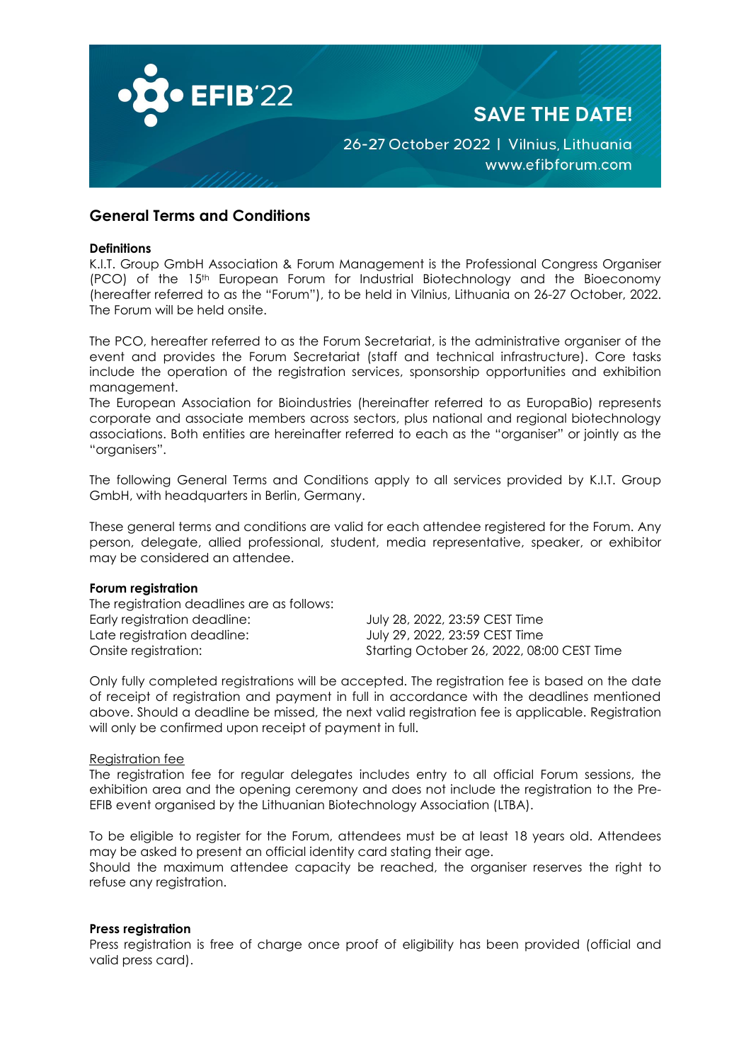EFIB'22

SAVE THE DATE!

26-27 October 2022 | Vilnius, Lithuania
www.efibforum.com

## General Terms and Conditions

**Definitions**
K.I.T. Group GmbH Association & Forum Management is the Professional Congress Organiser (PCO) of the 15th European Forum for Industrial Biotechnology and the Bioeconomy (hereafter referred to as the "Forum"), to be held in Vilnius, Lithuania on 26-27 October, 2022. The Forum will be held onsite.

The PCO, hereafter referred to as the Forum Secretariat, is the administrative organiser of the event and provides the Forum Secretariat (staff and technical infrastructure). Core tasks include the operation of the registration services, sponsorship opportunities and exhibition management.
The European Association for Bioindustries (hereinafter referred to as EuropaBio) represents corporate and associate members across sectors, plus national and regional biotechnology associations. Both entities are hereinafter referred to each as the "organiser" or jointly as the "organisers".

The following General Terms and Conditions apply to all services provided by K.I.T. Group GmbH, with headquarters in Berlin, Germany.

These general terms and conditions are valid for each attendee registered for the Forum. Any person, delegate, allied professional, student, media representative, speaker, or exhibitor may be considered an attendee.

**Forum registration**
The registration deadlines are as follows:

| | |
|---|---|
| Early registration deadline: | July 28, 2022, 23:59 CEST Time |
| Late registration deadline: | July 29, 2022, 23:59 CEST Time |
| Onsite registration: | Starting October 26, 2022, 08:00 CEST Time |

Only fully completed registrations will be accepted. The registration fee is based on the date of receipt of registration and payment in full in accordance with the deadlines mentioned above. Should a deadline be missed, the next valid registration fee is applicable. Registration will only be confirmed upon receipt of payment in full.

Registration fee
The registration fee for regular delegates includes entry to all official Forum sessions, the exhibition area and the opening ceremony and does not include the registration to the Pre-EFIB event organised by the Lithuanian Biotechnology Association (LTBA).

To be eligible to register for the Forum, attendees must be at least 18 years old. Attendees may be asked to present an official identity card stating their age.
Should the maximum attendee capacity be reached, the organiser reserves the right to refuse any registration.

**Press registration**
Press registration is free of charge once proof of eligibility has been provided (official and valid press card).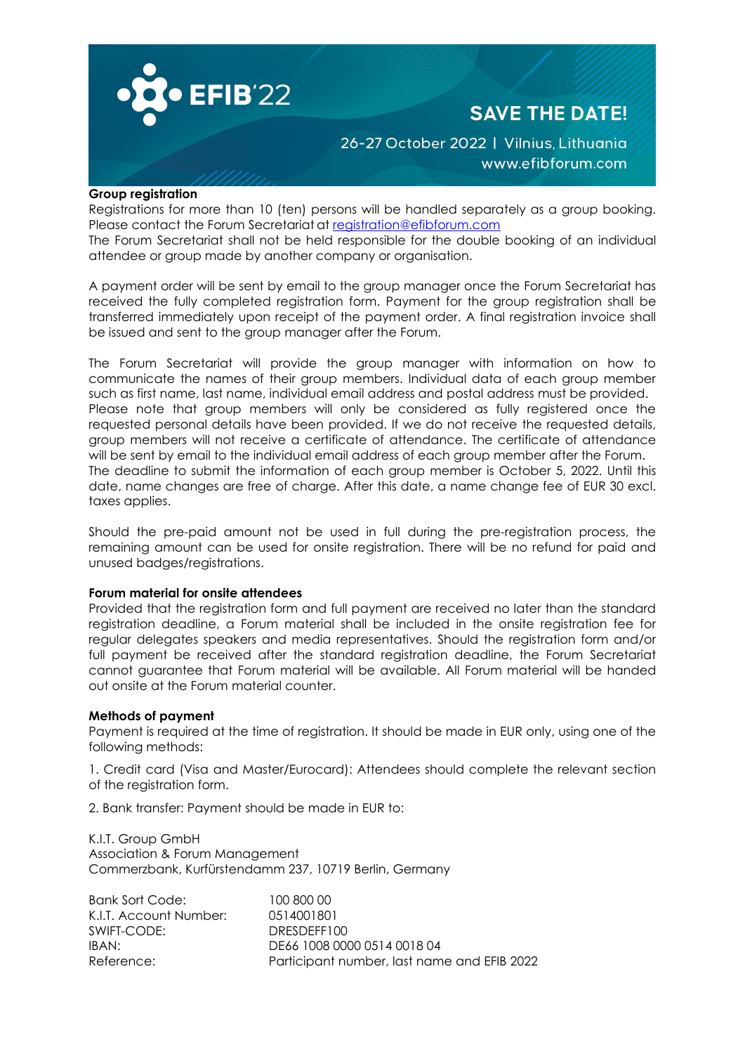## Group registration

Registrations for more than 10 (ten) persons will be handled separately as a group booking. Please contact the Forum Secretariat at registration@efibforum.com

The Forum Secretariat shall not be held responsible for the double booking of an individual attendee or group made by another company or organisation.

A payment order will be sent by email to the group manager once the Forum Secretariat has received the fully completed registration form. Payment for the group registration shall be transferred immediately upon receipt of the payment order. A final registration invoice shall be issued and sent to the group manager after the Forum.

The Forum Secretariat will provide the group manager with information on how to communicate the names of their group members. Individual data of each group member such as first name, last name, individual email address and postal address must be provided. Please note that group members will only be considered as fully registered once the requested personal details have been provided. If we do not receive the requested details, group members will not receive a certificate of attendance. The certificate of attendance will be sent by email to the individual email address of each group member after the Forum. The deadline to submit the information of each group member is October 5, 2022. Until this date, name changes are free of charge. After this date, a name change fee of EUR 30 excl. taxes applies.

Should the pre-paid amount not be used in full during the pre-registration process, the remaining amount can be used for onsite registration. There will be no refund for paid and unused badges/registrations.

## Forum material for onsite attendees

Provided that the registration form and full payment are received no later than the standard registration deadline, a Forum material shall be included in the onsite registration fee for regular delegates speakers and media representatives. Should the registration form and/or full payment be received after the standard registration deadline, the Forum Secretariat cannot guarantee that Forum material will be available. All Forum material will be handed out onsite at the Forum material counter.

## Methods of payment

Payment is required at the time of registration. It should be made in EUR only, using one of the following methods:

1. Credit card (Visa and Master/Eurocard): Attendees should complete the relevant section of the registration form.

2. Bank transfer: Payment should be made in EUR to:

K.I.T. Group GmbH
Association & Forum Management
Commerzbank, Kurfürstendamm 237, 10719 Berlin, Germany

| | |
|---|---|
| Bank Sort Code: | 100 800 00 |
| K.I.T. Account Number: | 0514001801 |
| SWIFT-CODE: | DRESDEFF100 |
| IBAN: | DE66 1008 0000 0514 0018 04 |
| Reference: | Participant number, last name and EFIB 2022 |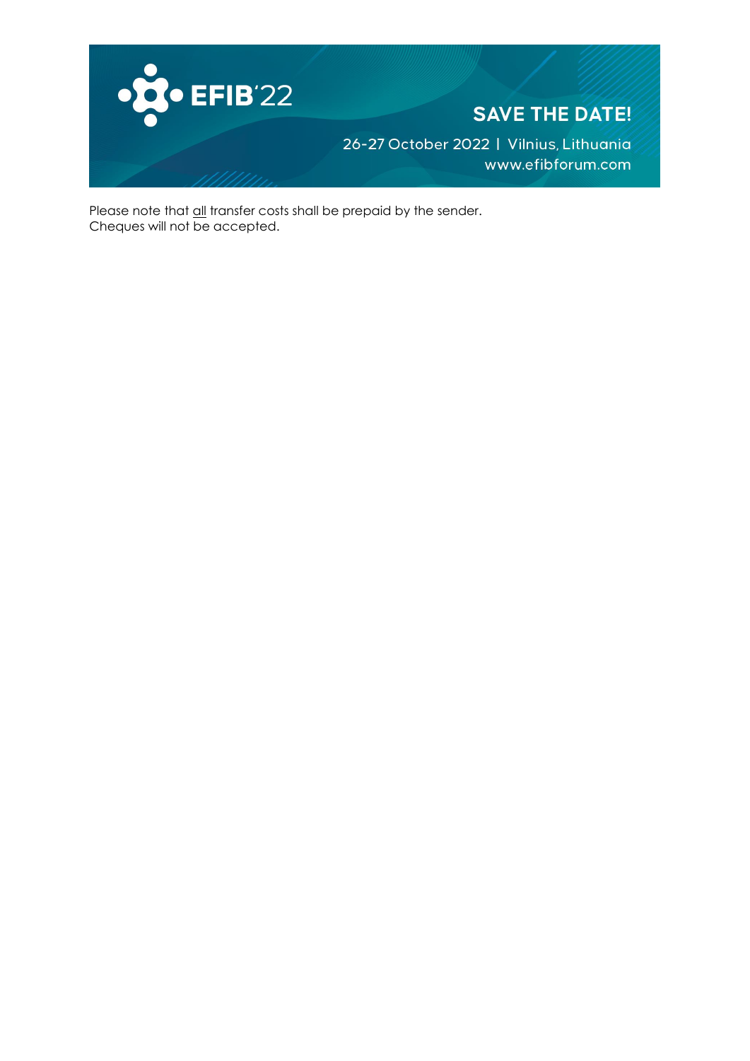Please note that all transfer costs shall be prepaid by the sender.
Cheques will not be accepted.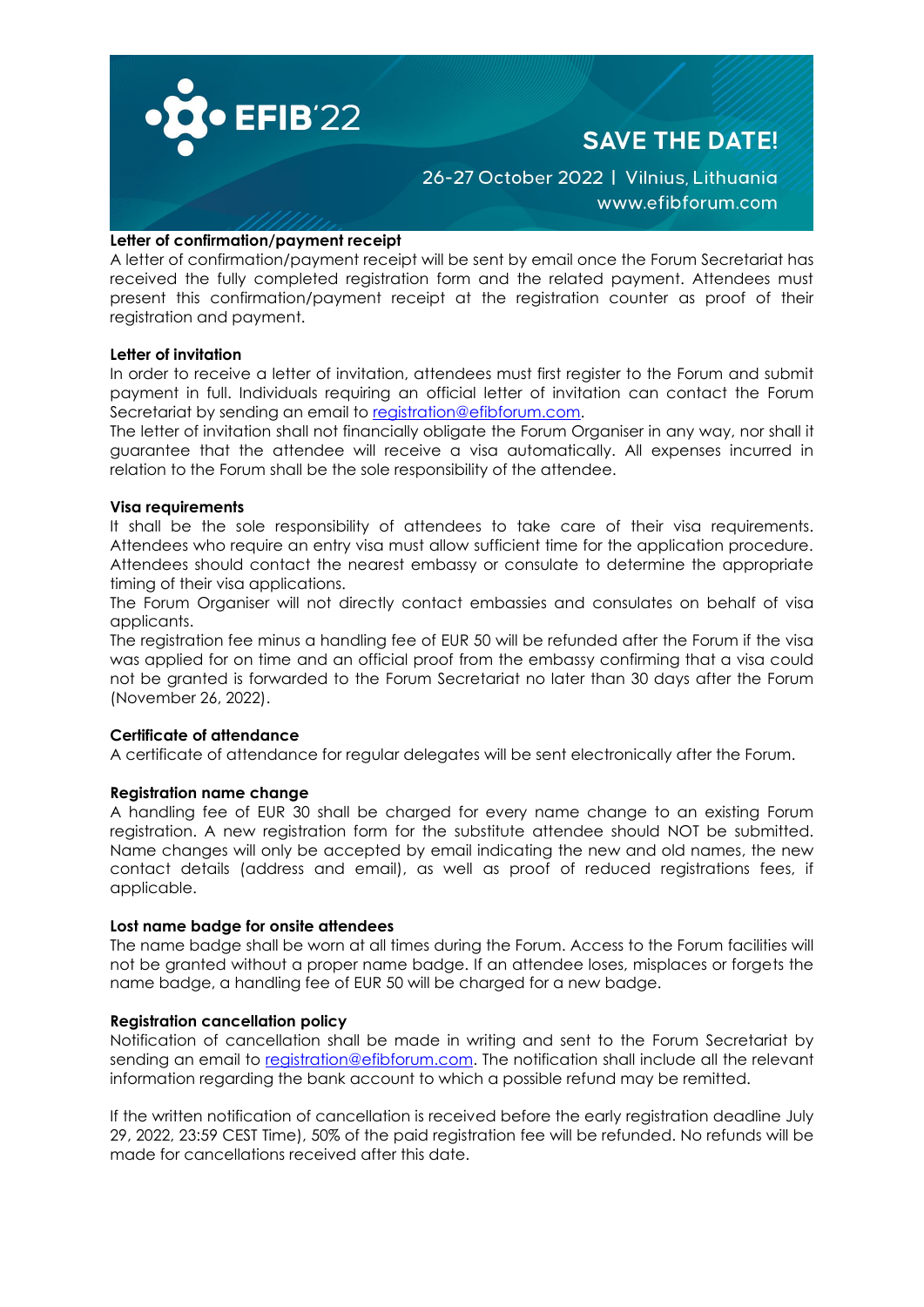**Letter of confirmation/payment receipt**

A letter of confirmation/payment receipt will be sent by email once the Forum Secretariat has received the fully completed registration form and the related payment. Attendees must present this confirmation/payment receipt at the registration counter as proof of their registration and payment.

**Letter of invitation**

In order to receive a letter of invitation, attendees must first register to the Forum and submit payment in full. Individuals requiring an official letter of invitation can contact the Forum Secretariat by sending an email to registration@efibforum.com.

The letter of invitation shall not financially obligate the Forum Organiser in any way, nor shall it guarantee that the attendee will receive a visa automatically. All expenses incurred in relation to the Forum shall be the sole responsibility of the attendee.

**Visa requirements**

It shall be the sole responsibility of attendees to take care of their visa requirements. Attendees who require an entry visa must allow sufficient time for the application procedure. Attendees should contact the nearest embassy or consulate to determine the appropriate timing of their visa applications.

The Forum Organiser will not directly contact embassies and consulates on behalf of visa applicants.

The registration fee minus a handling fee of EUR 50 will be refunded after the Forum if the visa was applied for on time and an official proof from the embassy confirming that a visa could not be granted is forwarded to the Forum Secretariat no later than 30 days after the Forum (November 26, 2022).

**Certificate of attendance**

A certificate of attendance for regular delegates will be sent electronically after the Forum.

**Registration name change**

A handling fee of EUR 30 shall be charged for every name change to an existing Forum registration. A new registration form for the substitute attendee should NOT be submitted. Name changes will only be accepted by email indicating the new and old names, the new contact details (address and email), as well as proof of reduced registrations fees, if applicable.

**Lost name badge for onsite attendees**

The name badge shall be worn at all times during the Forum. Access to the Forum facilities will not be granted without a proper name badge. If an attendee loses, misplaces or forgets the name badge, a handling fee of EUR 50 will be charged for a new badge.

**Registration cancellation policy**

Notification of cancellation shall be made in writing and sent to the Forum Secretariat by sending an email to registration@efibforum.com. The notification shall include all the relevant information regarding the bank account to which a possible refund may be remitted.

If the written notification of cancellation is received before the early registration deadline July 29, 2022, 23:59 CEST Time), 50% of the paid registration fee will be refunded. No refunds will be made for cancellations received after this date.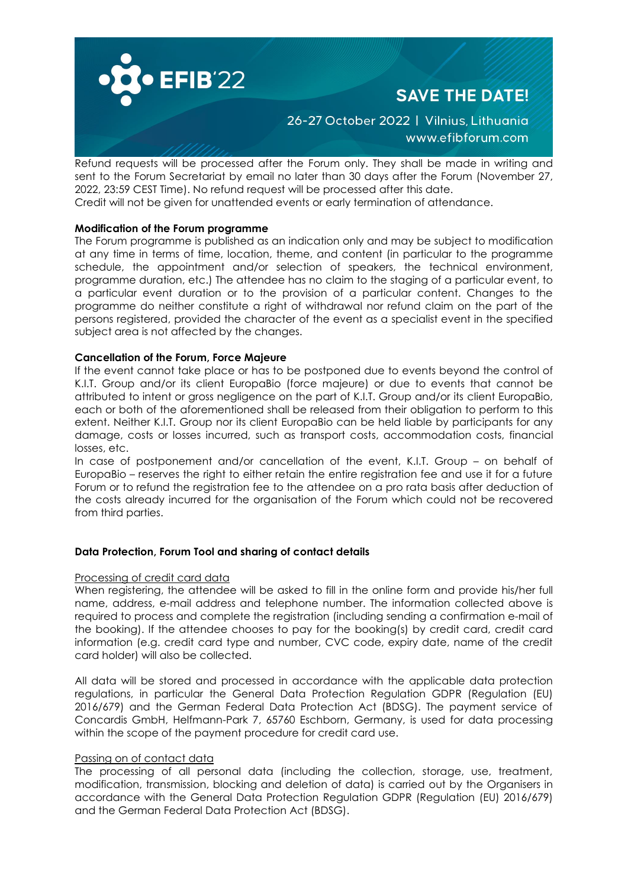Refund requests will be processed after the Forum only. They shall be made in writing and sent to the Forum Secretariat by email no later than 30 days after the Forum (November 27, 2022, 23:59 CEST Time). No refund request will be processed after this date.
Credit will not be given for unattended events or early termination of attendance.

**Modification of the Forum programme**
The Forum programme is published as an indication only and may be subject to modification at any time in terms of time, location, theme, and content (in particular to the programme schedule, the appointment and/or selection of speakers, the technical environment, programme duration, etc.) The attendee has no claim to the staging of a particular event, to a particular event duration or to the provision of a particular content. Changes to the programme do neither constitute a right of withdrawal nor refund claim on the part of the persons registered, provided the character of the event as a specialist event in the specified subject area is not affected by the changes.

**Cancellation of the Forum, Force Majeure**
If the event cannot take place or has to be postponed due to events beyond the control of K.I.T. Group and/or its client EuropaBio (force majeure) or due to events that cannot be attributed to intent or gross negligence on the part of K.I.T. Group and/or its client EuropaBio, each or both of the aforementioned shall be released from their obligation to perform to this extent. Neither K.I.T. Group nor its client EuropaBio can be held liable by participants for any damage, costs or losses incurred, such as transport costs, accommodation costs, financial losses, etc.
In case of postponement and/or cancellation of the event, K.I.T. Group – on behalf of EuropaBio – reserves the right to either retain the entire registration fee and use it for a future Forum or to refund the registration fee to the attendee on a pro rata basis after deduction of the costs already incurred for the organisation of the Forum which could not be recovered from third parties.

**Data Protection, Forum Tool and sharing of contact details**

Processing of credit card data
When registering, the attendee will be asked to fill in the online form and provide his/her full name, address, e-mail address and telephone number. The information collected above is required to process and complete the registration (including sending a confirmation e-mail of the booking). If the attendee chooses to pay for the booking(s) by credit card, credit card information (e.g. credit card type and number, CVC code, expiry date, name of the credit card holder) will also be collected.

All data will be stored and processed in accordance with the applicable data protection regulations, in particular the General Data Protection Regulation GDPR (Regulation (EU) 2016/679) and the German Federal Data Protection Act (BDSG). The payment service of Concardis GmbH, Helfmann-Park 7, 65760 Eschborn, Germany, is used for data processing within the scope of the payment procedure for credit card use.

Passing on of contact data
The processing of all personal data (including the collection, storage, use, treatment, modification, transmission, blocking and deletion of data) is carried out by the Organisers in accordance with the General Data Protection Regulation GDPR (Regulation (EU) 2016/679) and the German Federal Data Protection Act (BDSG).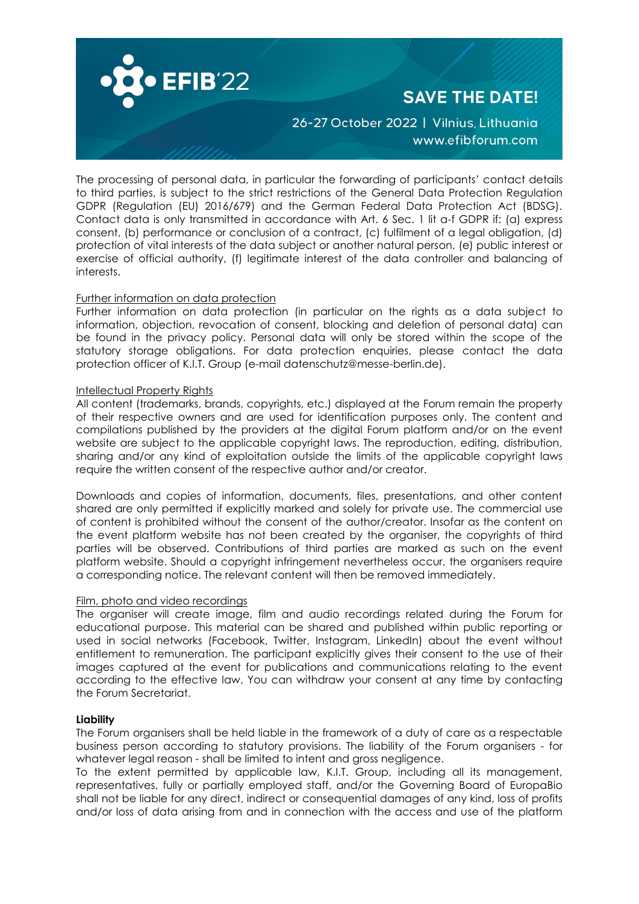The processing of personal data, in particular the forwarding of participants' contact details to third parties, is subject to the strict restrictions of the General Data Protection Regulation GDPR (Regulation (EU) 2016/679) and the German Federal Data Protection Act (BDSG). Contact data is only transmitted in accordance with Art. 6 Sec. 1 lit a-f GDPR if: (a) express consent, (b) performance or conclusion of a contract, (c) fulfilment of a legal obligation, (d) protection of vital interests of the data subject or another natural person, (e) public interest or exercise of official authority, (f) legitimate interest of the data controller and balancing of interests.

Further information on data protection

Further information on data protection (in particular on the rights as a data subject to information, objection, revocation of consent, blocking and deletion of personal data) can be found in the privacy policy. Personal data will only be stored within the scope of the statutory storage obligations. For data protection enquiries, please contact the data protection officer of K.I.T. Group (e-mail datenschutz@messe-berlin.de).

Intellectual Property Rights

All content (trademarks, brands, copyrights, etc.) displayed at the Forum remain the property of their respective owners and are used for identification purposes only. The content and compilations published by the providers at the digital Forum platform and/or on the event website are subject to the applicable copyright laws. The reproduction, editing, distribution, sharing and/or any kind of exploitation outside the limits of the applicable copyright laws require the written consent of the respective author and/or creator.

Downloads and copies of information, documents, files, presentations, and other content shared are only permitted if explicitly marked and solely for private use. The commercial use of content is prohibited without the consent of the author/creator. Insofar as the content on the event platform website has not been created by the organiser, the copyrights of third parties will be observed. Contributions of third parties are marked as such on the event platform website. Should a copyright infringement nevertheless occur, the organisers require a corresponding notice. The relevant content will then be removed immediately.

Film, photo and video recordings

The organiser will create image, film and audio recordings related during the Forum for educational purpose. This material can be shared and published within public reporting or used in social networks (Facebook, Twitter, Instagram, LinkedIn) about the event without entitlement to remuneration. The participant explicitly gives their consent to the use of their images captured at the event for publications and communications relating to the event according to the effective law. You can withdraw your consent at any time by contacting the Forum Secretariat.

**Liability**

The Forum organisers shall be held liable in the framework of a duty of care as a respectable business person according to statutory provisions. The liability of the Forum organisers - for whatever legal reason - shall be limited to intent and gross negligence.

To the extent permitted by applicable law, K.I.T. Group, including all its management, representatives, fully or partially employed staff, and/or the Governing Board of EuropaBio shall not be liable for any direct, indirect or consequential damages of any kind, loss of profits and/or loss of data arising from and in connection with the access and use of the platform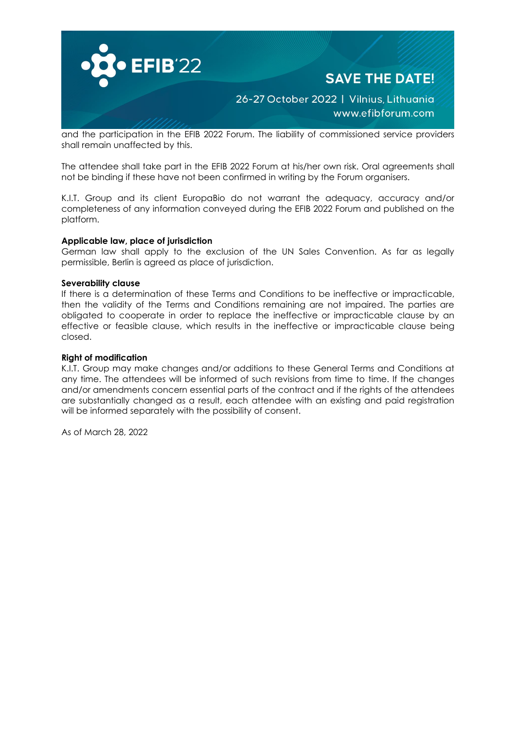and the participation in the EFIB 2022 Forum. The liability of commissioned service providers shall remain unaffected by this.

The attendee shall take part in the EFIB 2022 Forum at his/her own risk. Oral agreements shall not be binding if these have not been confirmed in writing by the Forum organisers.

K.I.T. Group and its client EuropaBio do not warrant the adequacy, accuracy and/or completeness of any information conveyed during the EFIB 2022 Forum and published on the platform.

**Applicable law, place of jurisdiction**

German law shall apply to the exclusion of the UN Sales Convention. As far as legally permissible, Berlin is agreed as place of jurisdiction.

**Severability clause**

If there is a determination of these Terms and Conditions to be ineffective or impracticable, then the validity of the Terms and Conditions remaining are not impaired. The parties are obligated to cooperate in order to replace the ineffective or impracticable clause by an effective or feasible clause, which results in the ineffective or impracticable clause being closed.

**Right of modification**

K.I.T. Group may make changes and/or additions to these General Terms and Conditions at any time. The attendees will be informed of such revisions from time to time. If the changes and/or amendments concern essential parts of the contract and if the rights of the attendees are substantially changed as a result, each attendee with an existing and paid registration will be informed separately with the possibility of consent.

As of March 28, 2022